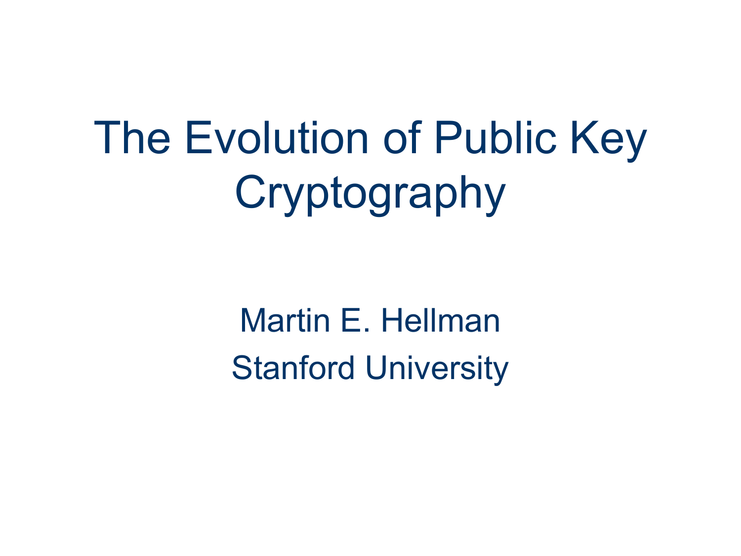# The Evolution of Public Key Cryptography

Martin E. Hellman

Stanford University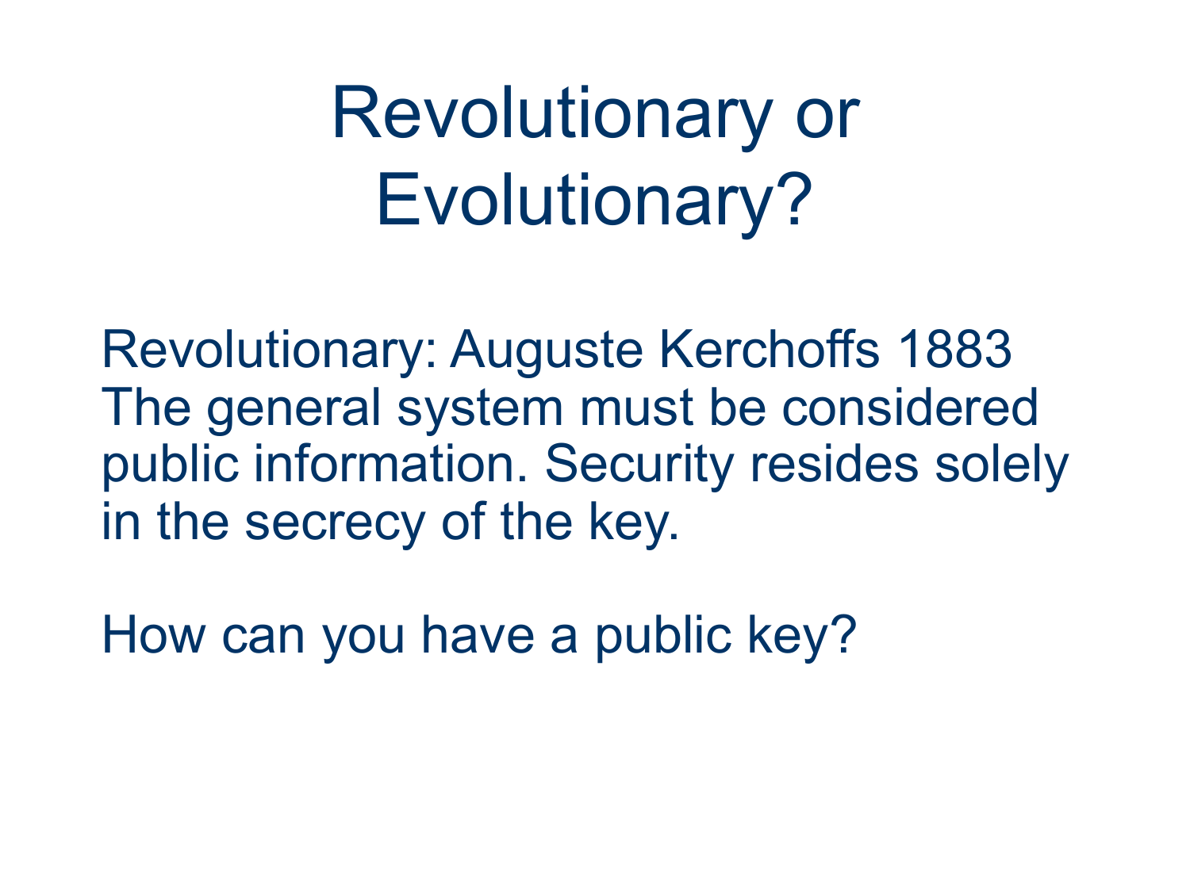# Revolutionary or Evolutionary?

Revolutionary: Auguste Kerchoffs 1883
The general system must be considered public information. Security resides solely in the secrecy of the key.

How can you have a public key?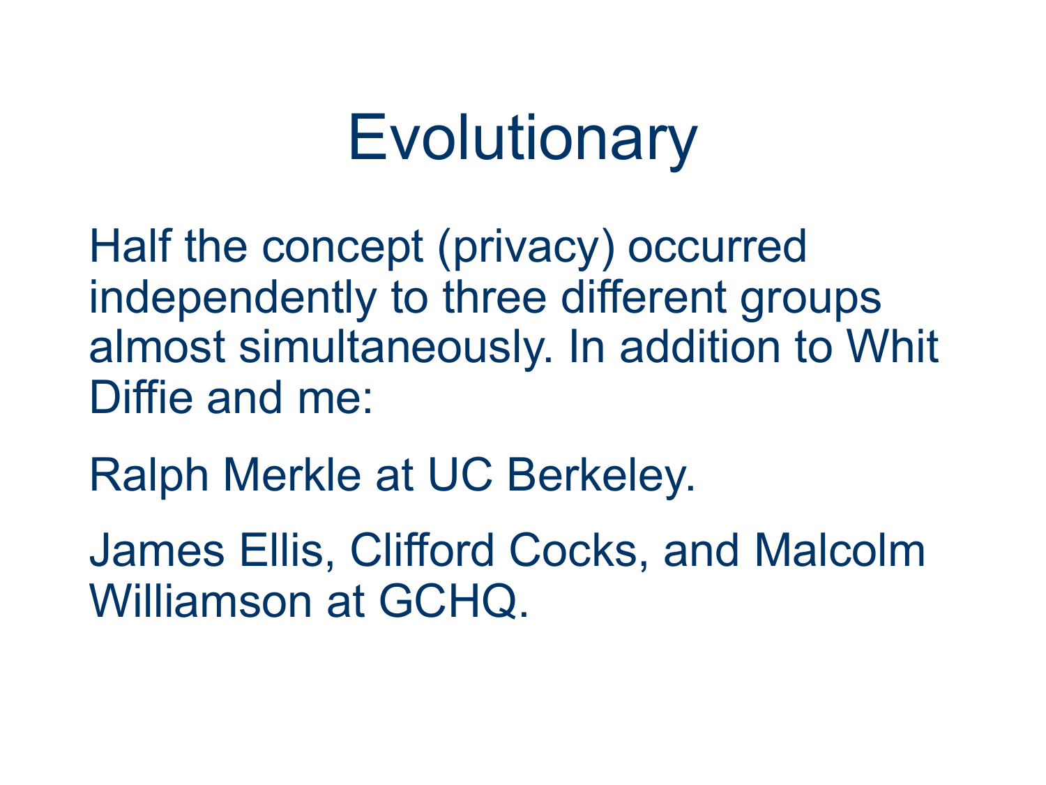# Evolutionary

Half the concept (privacy) occurred independently to three different groups almost simultaneously. In addition to Whit Diffie and me:

Ralph Merkle at UC Berkeley.

James Ellis, Clifford Cocks, and Malcolm Williamson at GCHQ.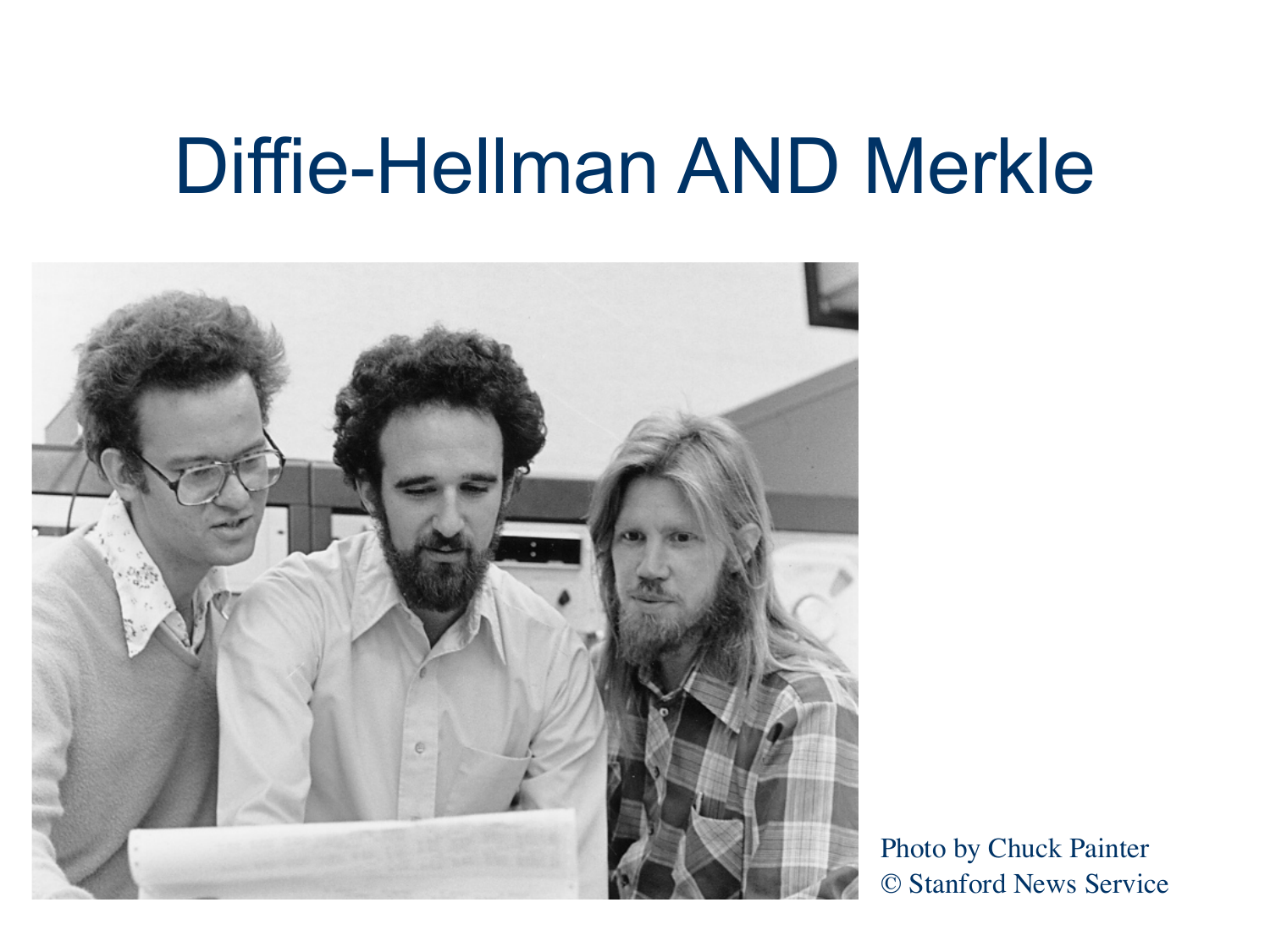# Diffie-Hellman AND Merkle

Photo by Chuck Painter
© Stanford News Service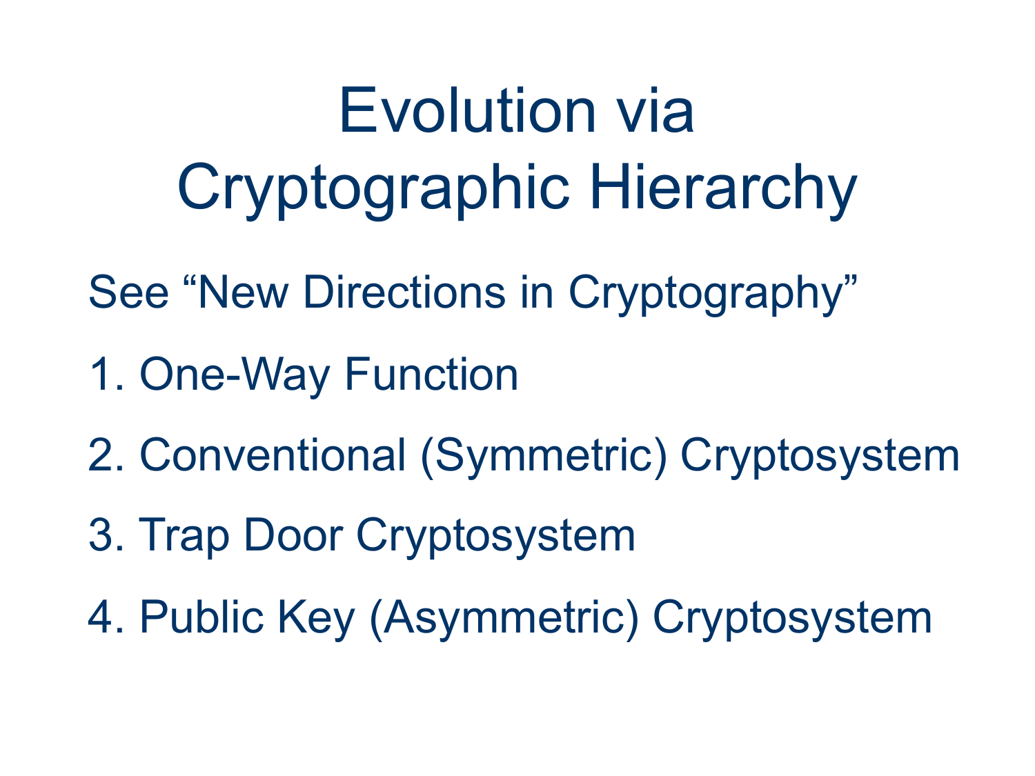# Evolution via Cryptographic Hierarchy

See “New Directions in Cryptography”

1. One-Way Function
2. Conventional (Symmetric) Cryptosystem
3. Trap Door Cryptosystem
4. Public Key (Asymmetric) Cryptosystem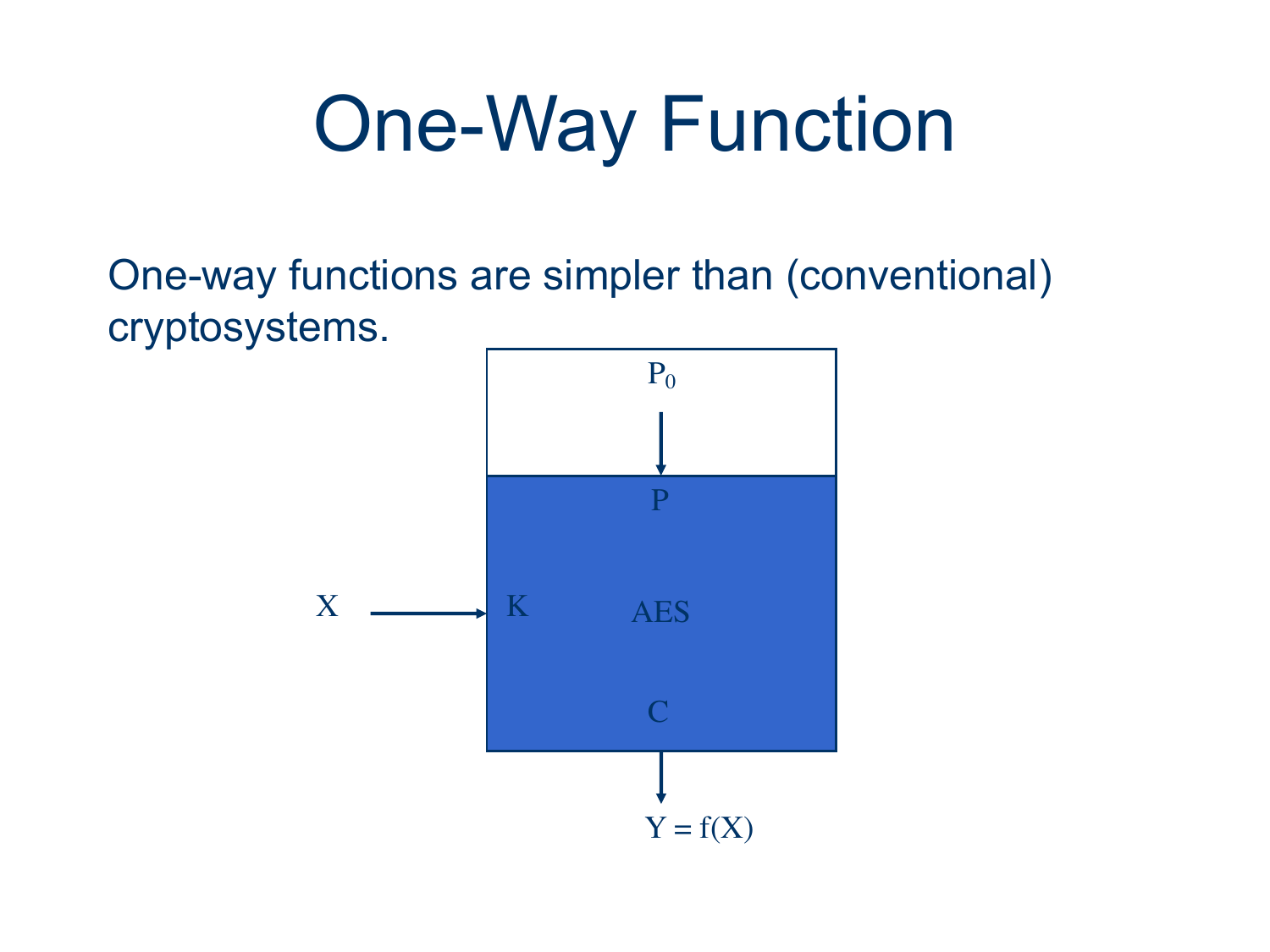# One-Way Function

One-way functions are simpler than (conventional) cryptosystems.

$P_0$

P

X

K

AES

C

$Y = f(X)$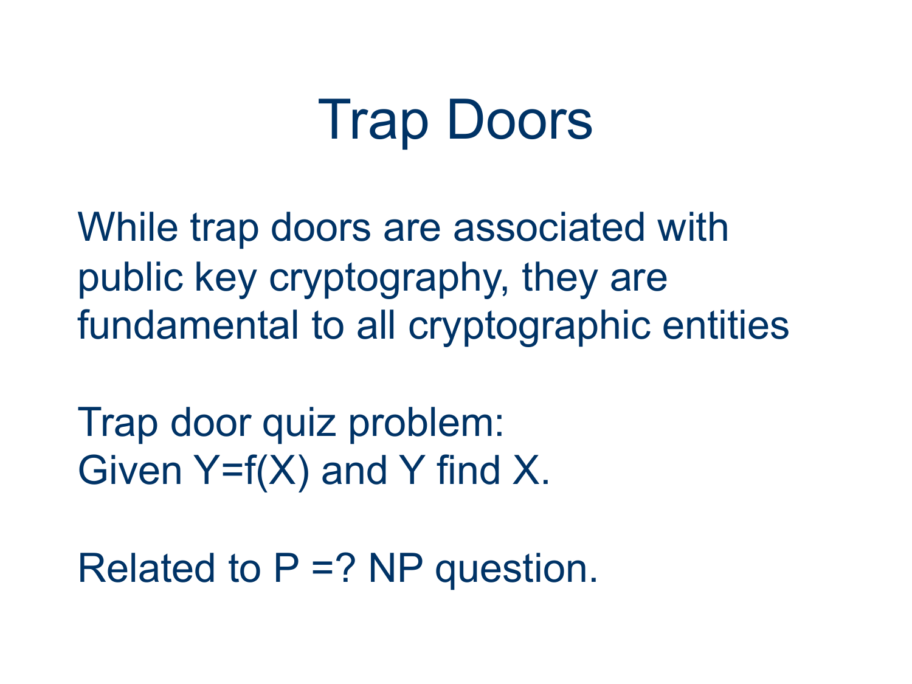# Trap Doors

While trap doors are associated with public key cryptography, they are fundamental to all cryptographic entities

Trap door quiz problem:
Given $Y=f(X)$ and $Y$ find $X$.

Related to P =? NP question.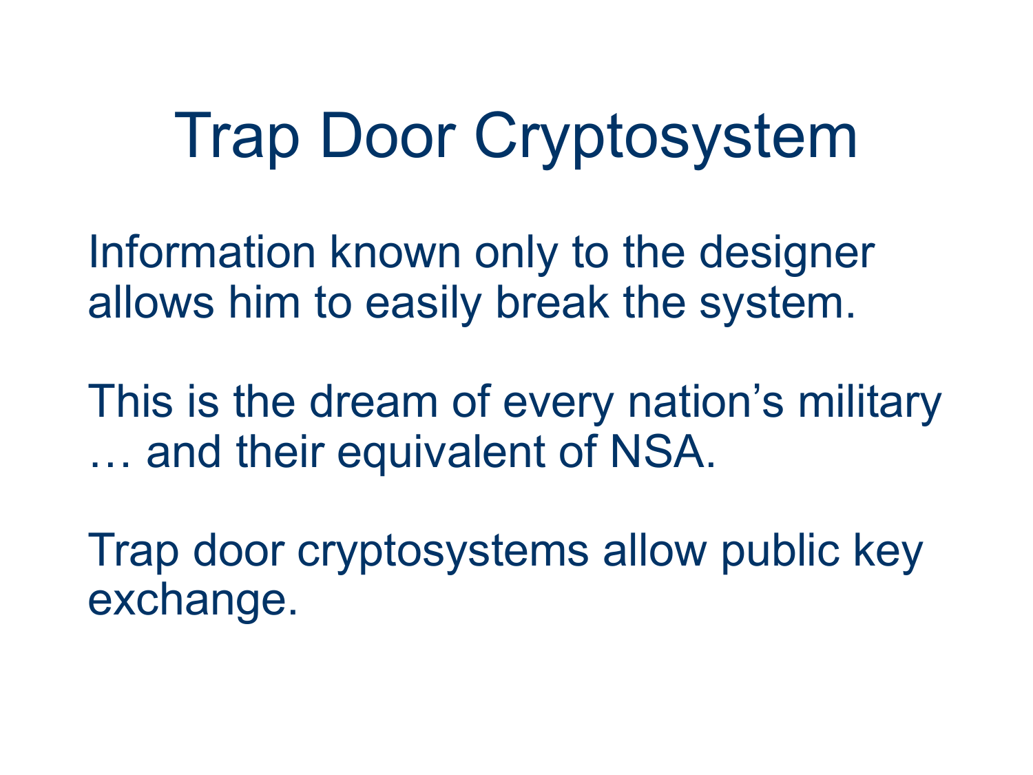# Trap Door Cryptosystem

Information known only to the designer allows him to easily break the system.

This is the dream of every nation's military … and their equivalent of NSA.

Trap door cryptosystems allow public key exchange.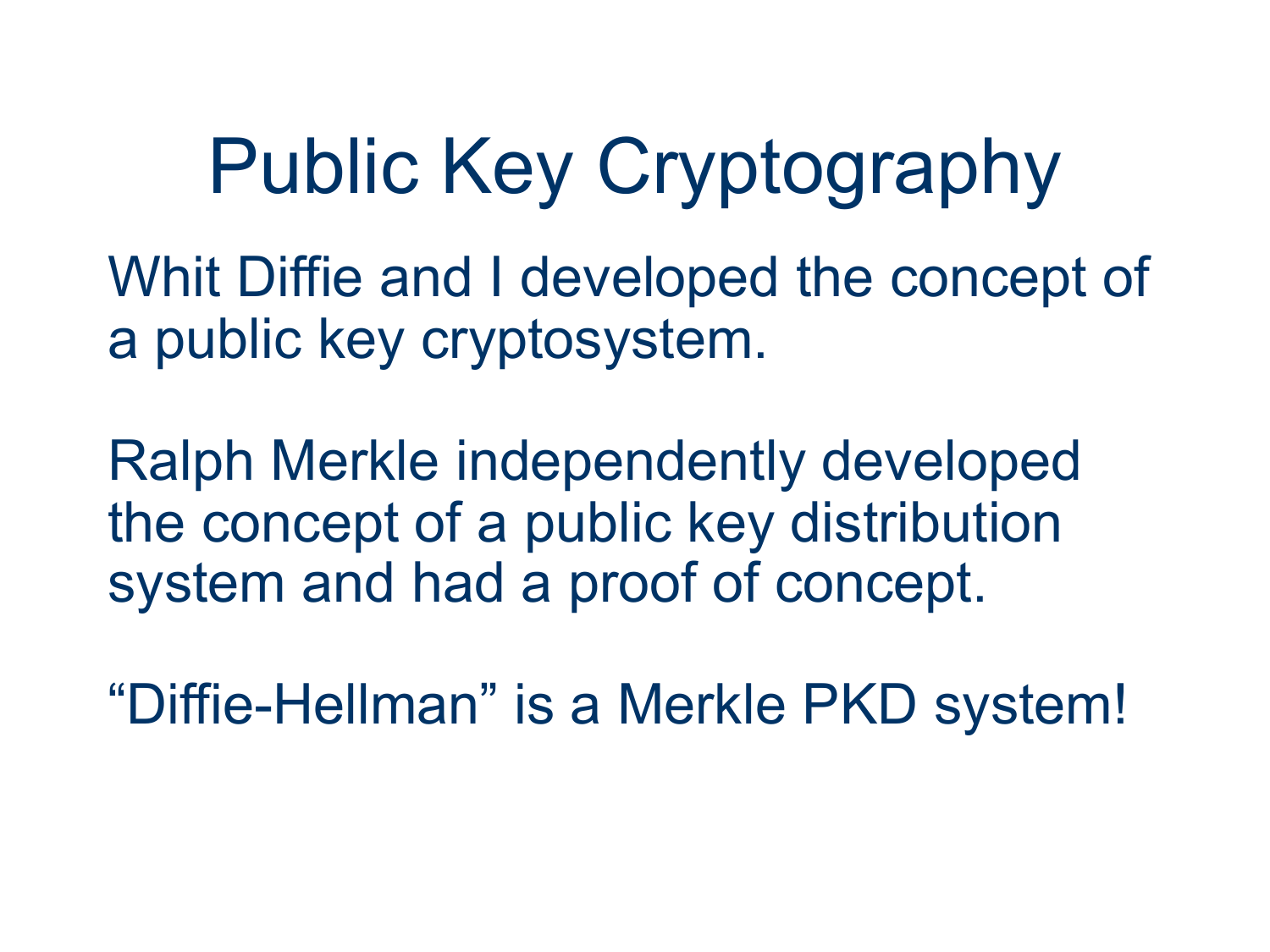# Public Key Cryptography

Whit Diffie and I developed the concept of a public key cryptosystem.

Ralph Merkle independently developed the concept of a public key distribution system and had a proof of concept.

“Diffie-Hellman” is a Merkle PKD system!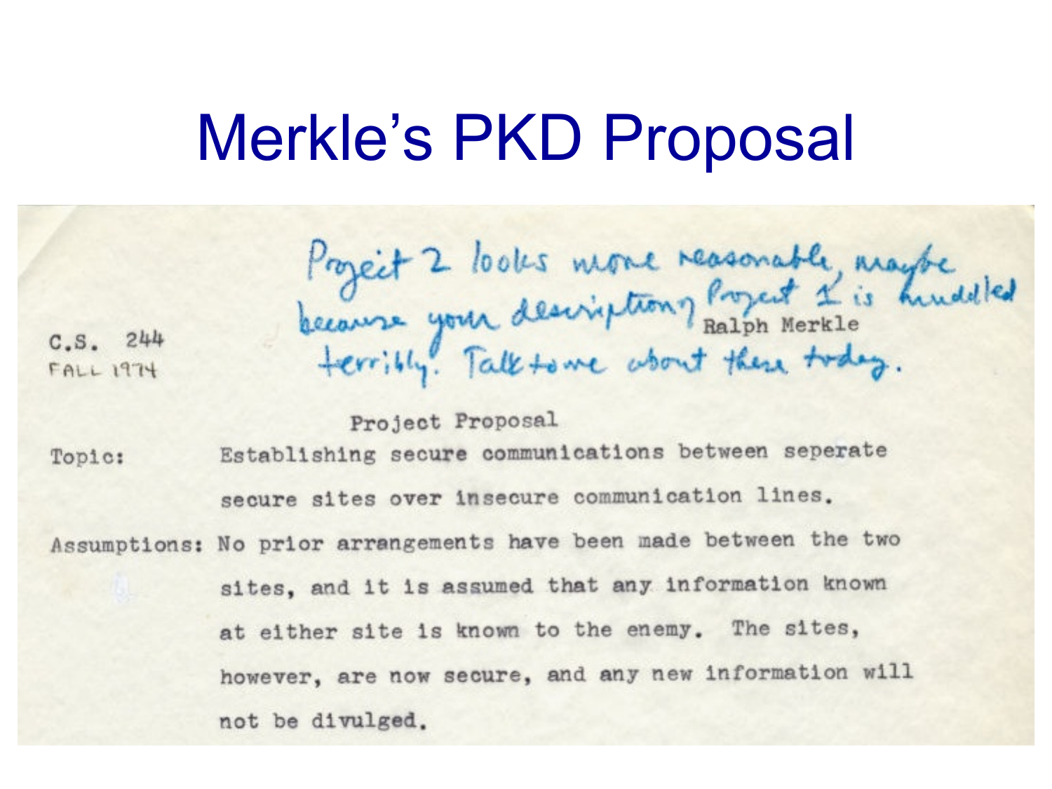# Merkle's PKD Proposal

C.S. 244
FALL 1974

*Project 2 looks more reasonable, maybe because your description Project 1 is muddled terribly. Talk to me about these today.*

Ralph Merkle

Project Proposal

Topic: Establishing secure communications between seperate secure sites over insecure communication lines.

Assumptions: No prior arrangements have been made between the two sites, and it is assumed that any information known at either site is known to the enemy. The sites, however, are now secure, and any new information will not be divulged.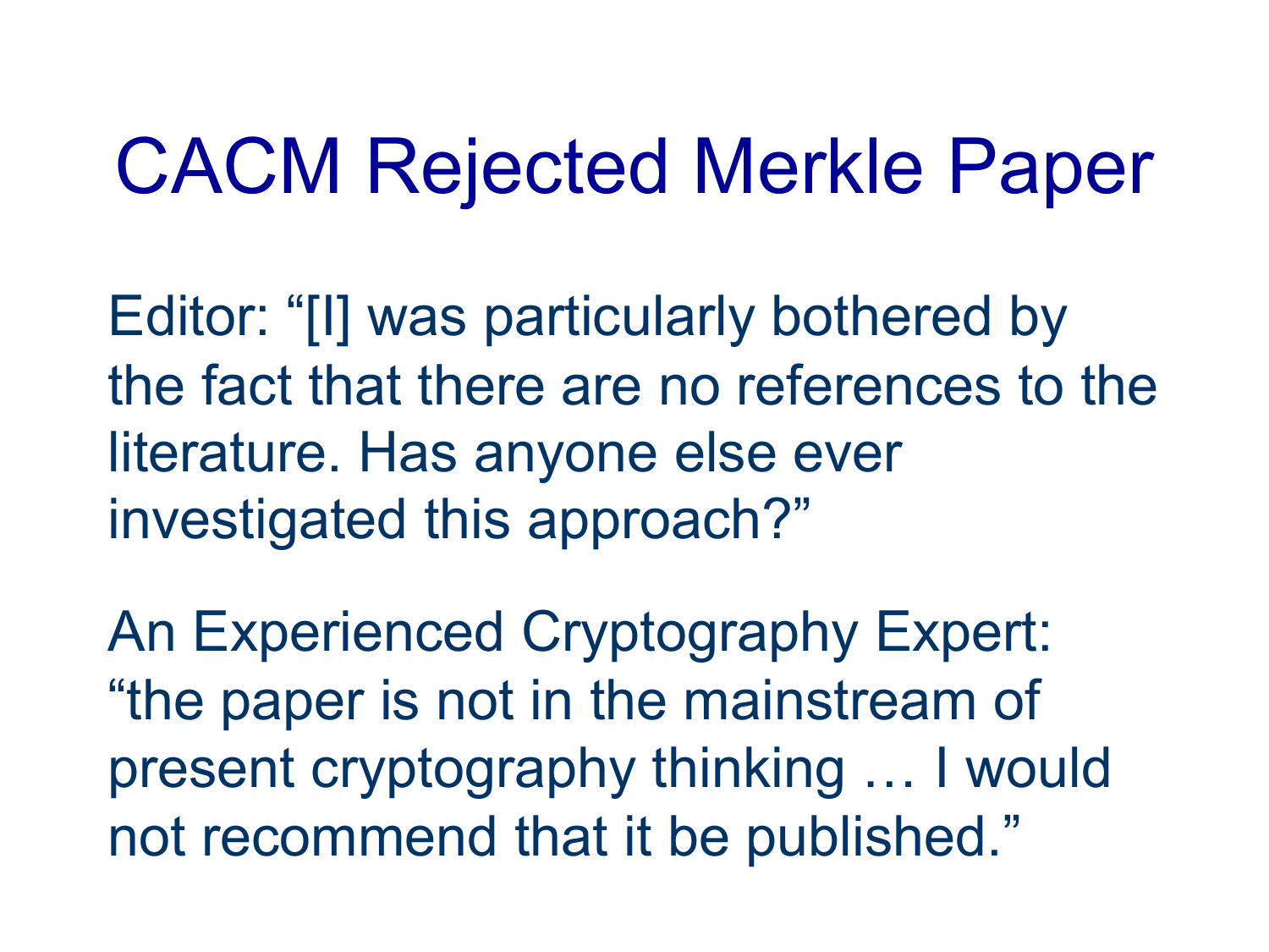# CACM Rejected Merkle Paper

Editor: “[I] was particularly bothered by the fact that there are no references to the literature. Has anyone else ever investigated this approach?”

An Experienced Cryptography Expert: “the paper is not in the mainstream of present cryptography thinking … I would not recommend that it be published.”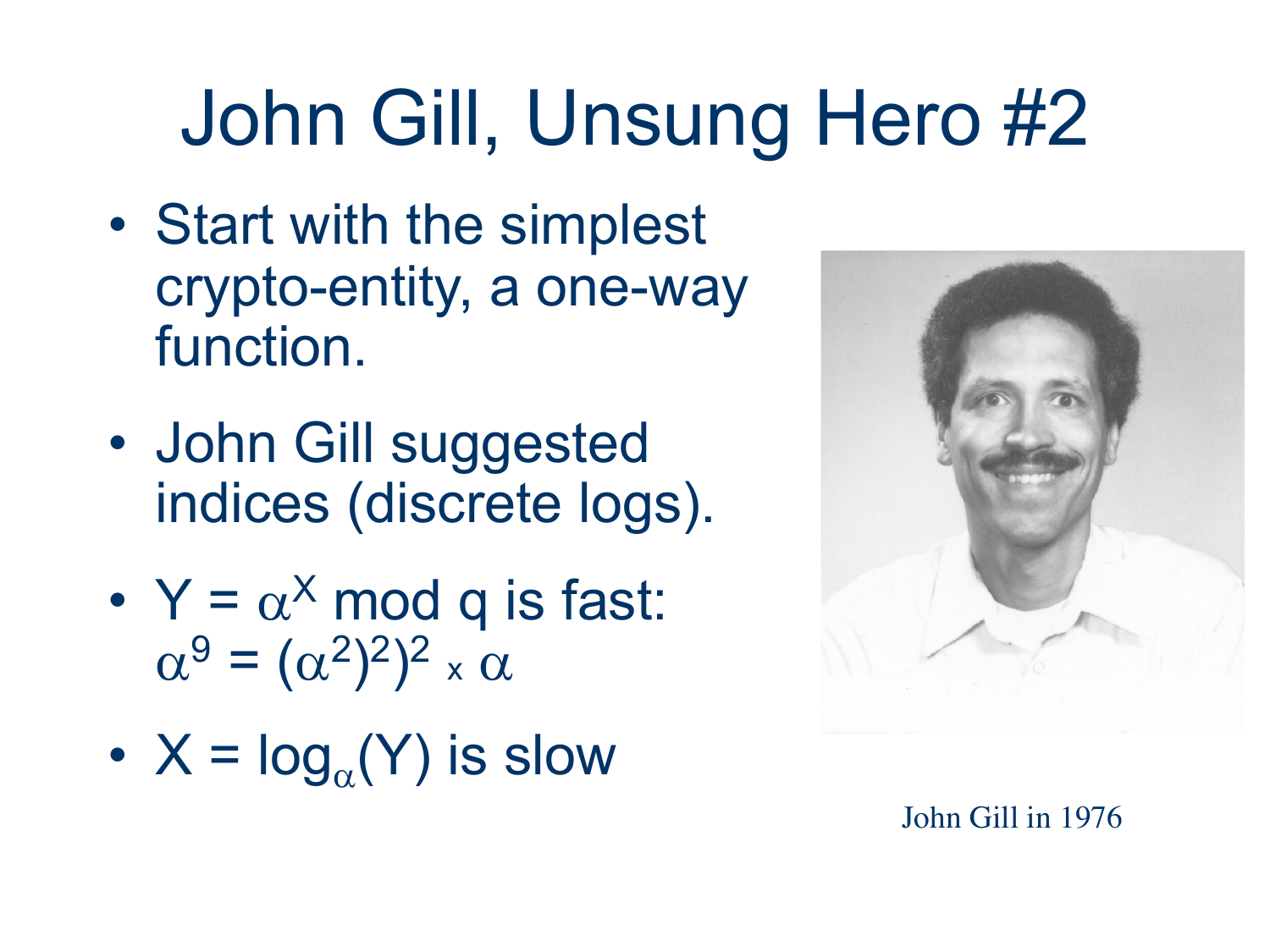# John Gill, Unsung Hero #2

- Start with the simplest crypto-entity, a one-way function.
- John Gill suggested indices (discrete logs).
- $Y = \alpha^X \bmod q$ is fast: $\alpha^9 = ((\alpha^2)^2)^2 \times \alpha$
- $X = \log_\alpha(Y)$ is slow

John Gill in 1976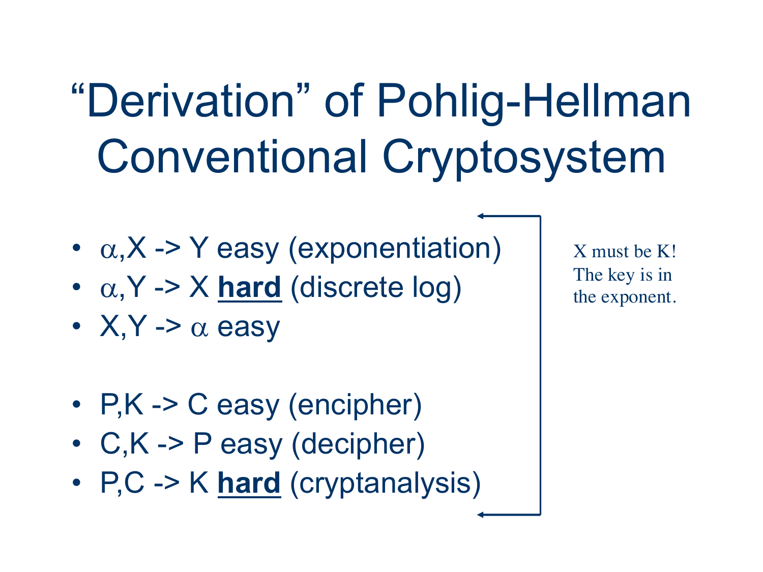# "Derivation" of Pohlig-Hellman Conventional Cryptosystem

- $\alpha$,X -> Y easy (exponentiation)
- $\alpha$,Y -> X **hard** (discrete log)
- X,Y -> $\alpha$ easy

- P,K -> C easy (encipher)
- C,K -> P easy (decipher)
- P,C -> K **hard** (cryptanalysis)

X must be K! The key is in the exponent.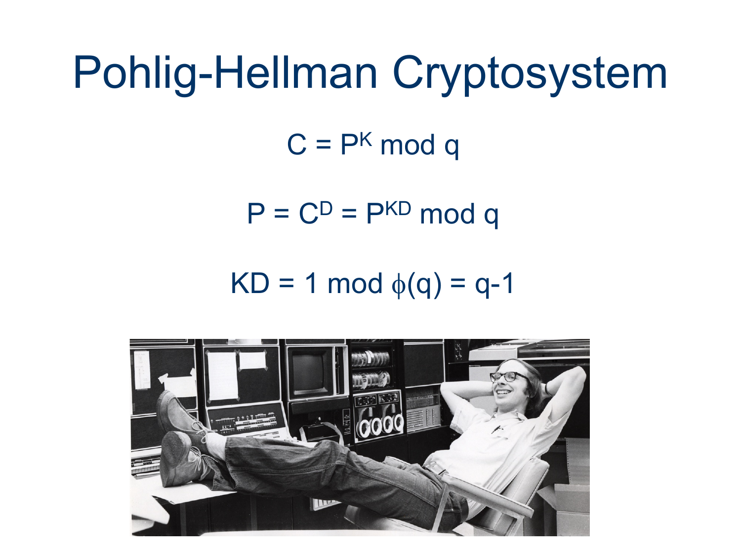# Pohlig-Hellman Cryptosystem

$$C = P^K \bmod q$$

$$P = C^D = P^{KD} \bmod q$$

$$KD = 1 \bmod \phi(q) = q-1$$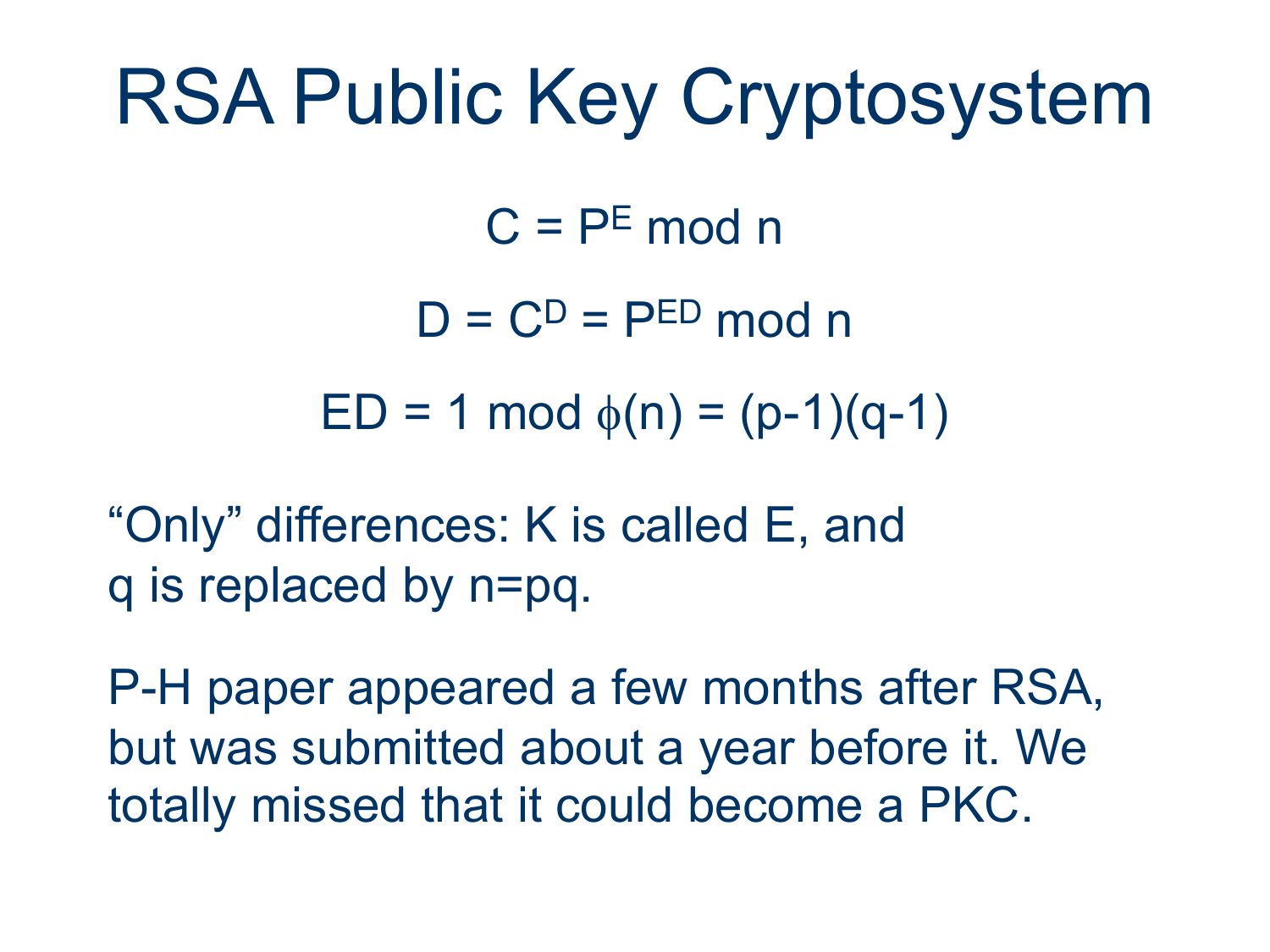# RSA Public Key Cryptosystem

$$C = P^E \bmod n$$

$$D = C^D = P^{ED} \bmod n$$

$$ED = 1 \bmod \phi(n) = (p-1)(q-1)$$

"Only" differences: K is called E, and q is replaced by n=pq.

P-H paper appeared a few months after RSA, but was submitted about a year before it. We totally missed that it could become a PKC.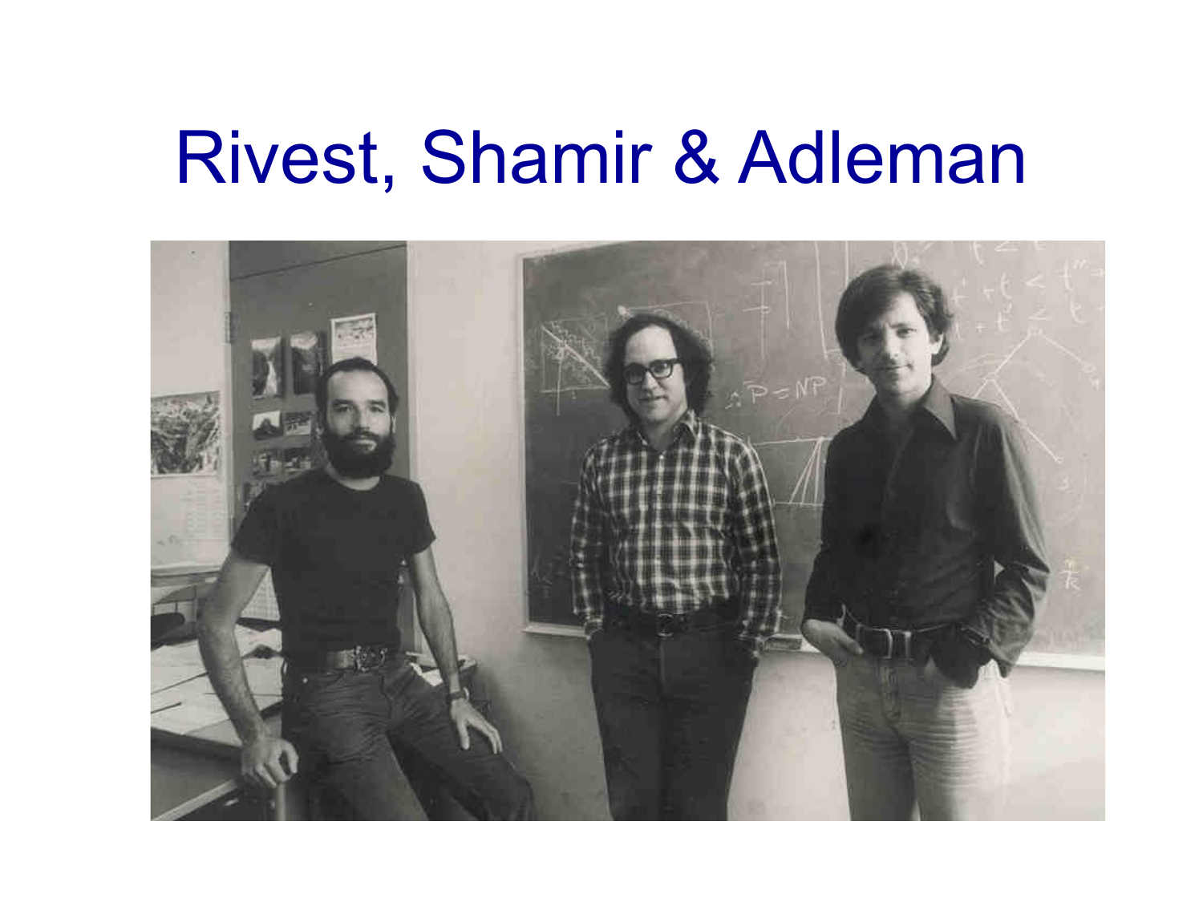# Rivest, Shamir & Adleman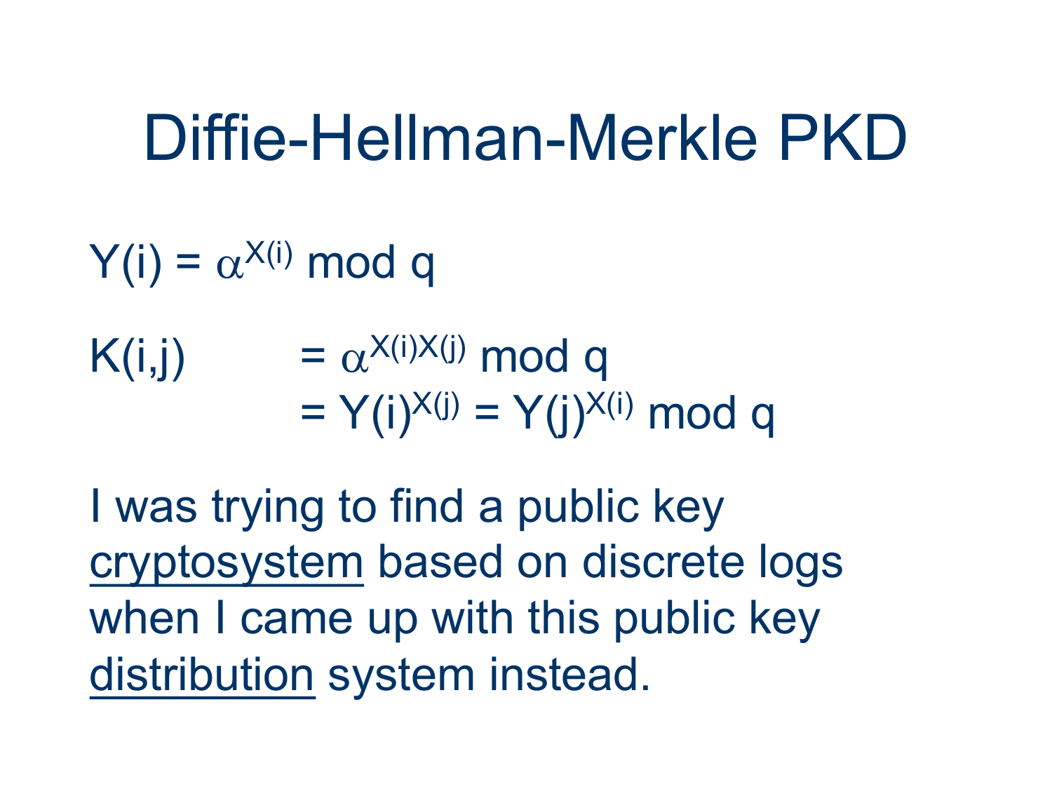# Diffie-Hellman-Merkle PKD

$Y(i) = \alpha^{X(i)} \bmod q$

$$
\begin{aligned}
K(i,j) &= \alpha^{X(i)X(j)} \bmod q \\
&= Y(i)^{X(j)} = Y(j)^{X(i)} \bmod q
\end{aligned}
$$

I was trying to find a public key <u>cryptosystem</u> based on discrete logs when I came up with this public key <u>distribution</u> system instead.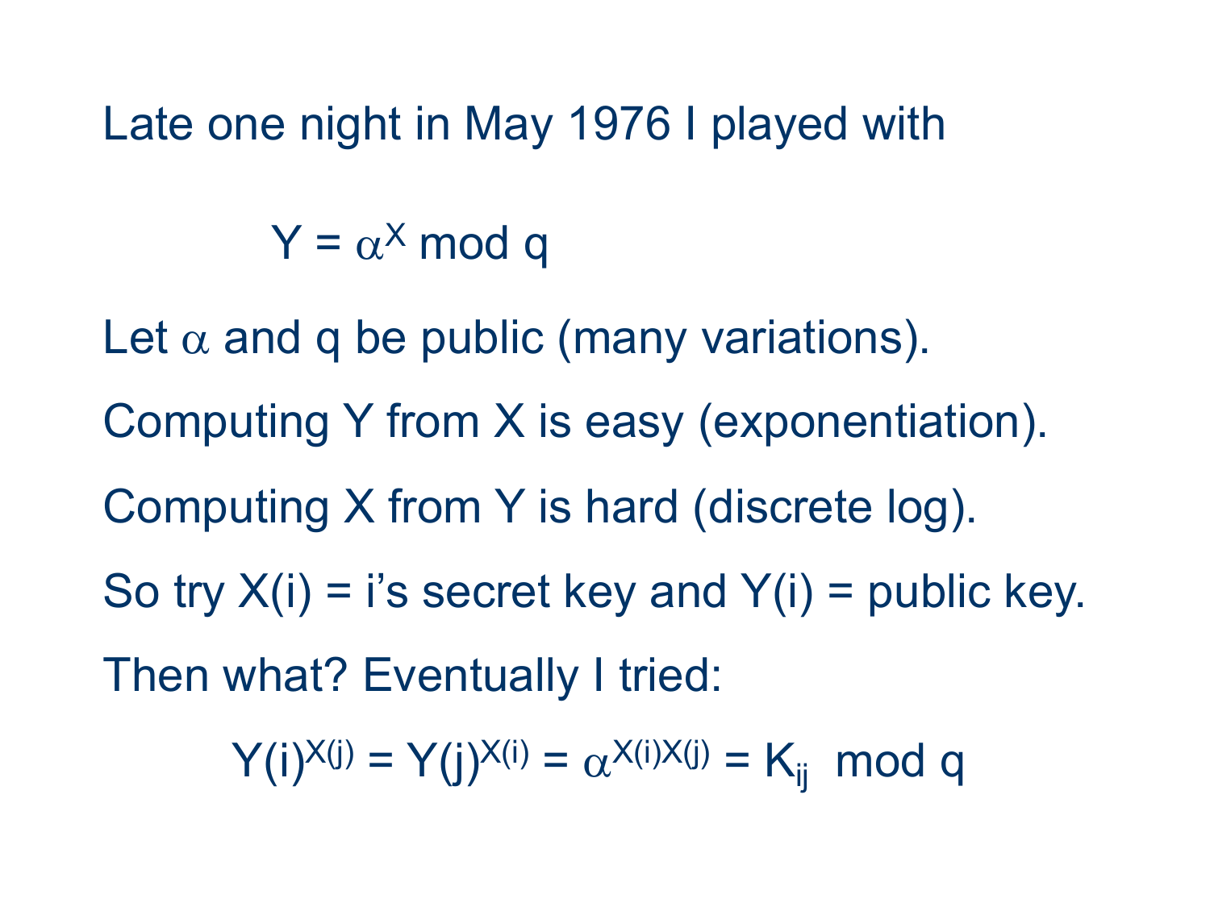Late one night in May 1976 I played with

$$Y = \alpha^X \bmod q$$

Let $\alpha$ and q be public (many variations).

Computing Y from X is easy (exponentiation).

Computing X from Y is hard (discrete log).

So try X(i) = i's secret key and Y(i) = public key.

Then what? Eventually I tried:

$$Y(i)^{X(j)} = Y(j)^{X(i)} = \alpha^{X(i)X(j)} = K_{ij} \bmod q$$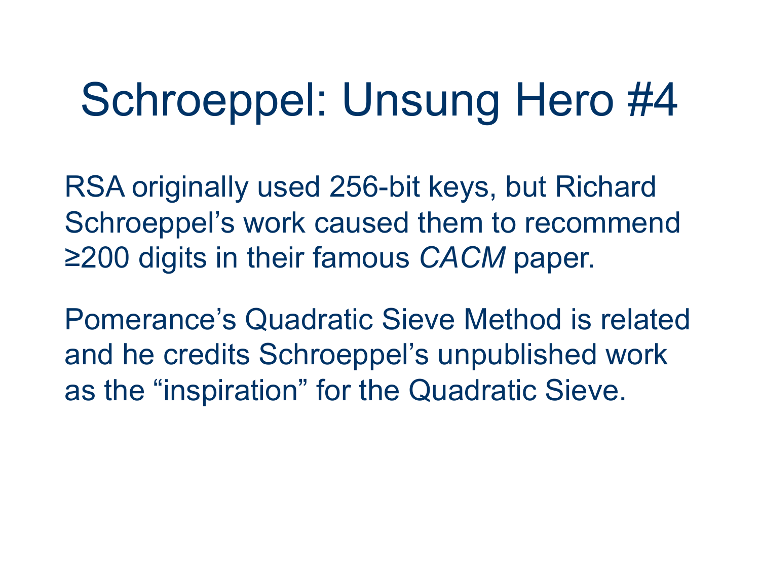# Schroeppel: Unsung Hero #4

RSA originally used 256-bit keys, but Richard Schroeppel's work caused them to recommend ≥200 digits in their famous *CACM* paper.

Pomerance's Quadratic Sieve Method is related and he credits Schroeppel's unpublished work as the "inspiration" for the Quadratic Sieve.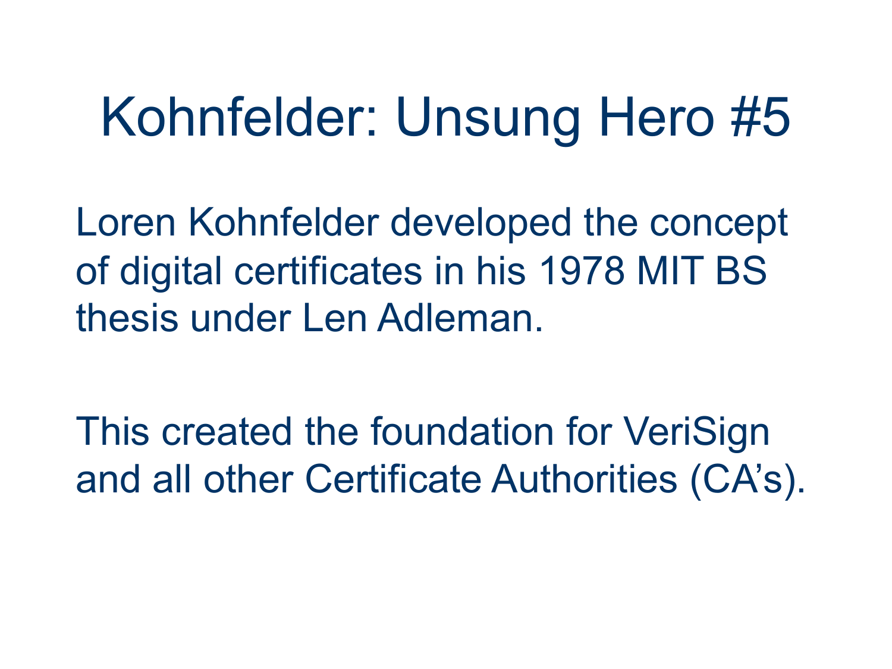# Kohnfelder: Unsung Hero #5

Loren Kohnfelder developed the concept of digital certificates in his 1978 MIT BS thesis under Len Adleman.

This created the foundation for VeriSign and all other Certificate Authorities (CA's).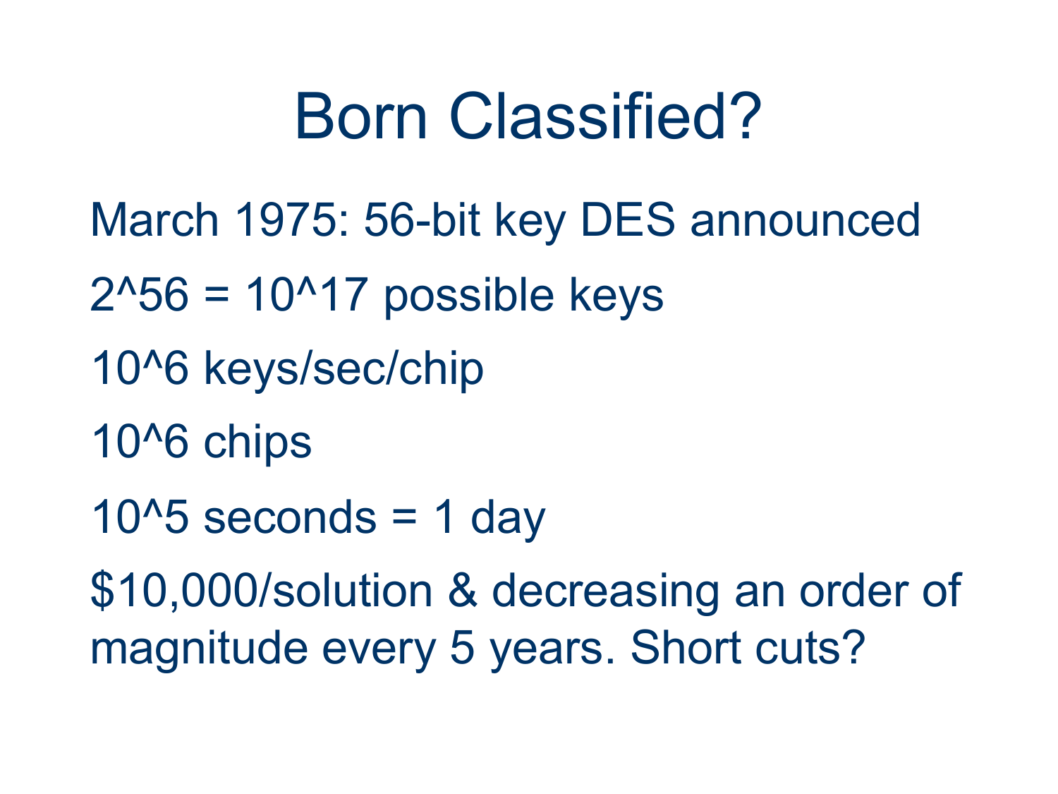# Born Classified?

March 1975: 56-bit key DES announced

$2^{56} = 10^{17}$ possible keys

$10^6$ keys/sec/chip

$10^6$ chips

$10^5$ seconds = 1 day

$10,000/solution & decreasing an order of magnitude every 5 years. Short cuts?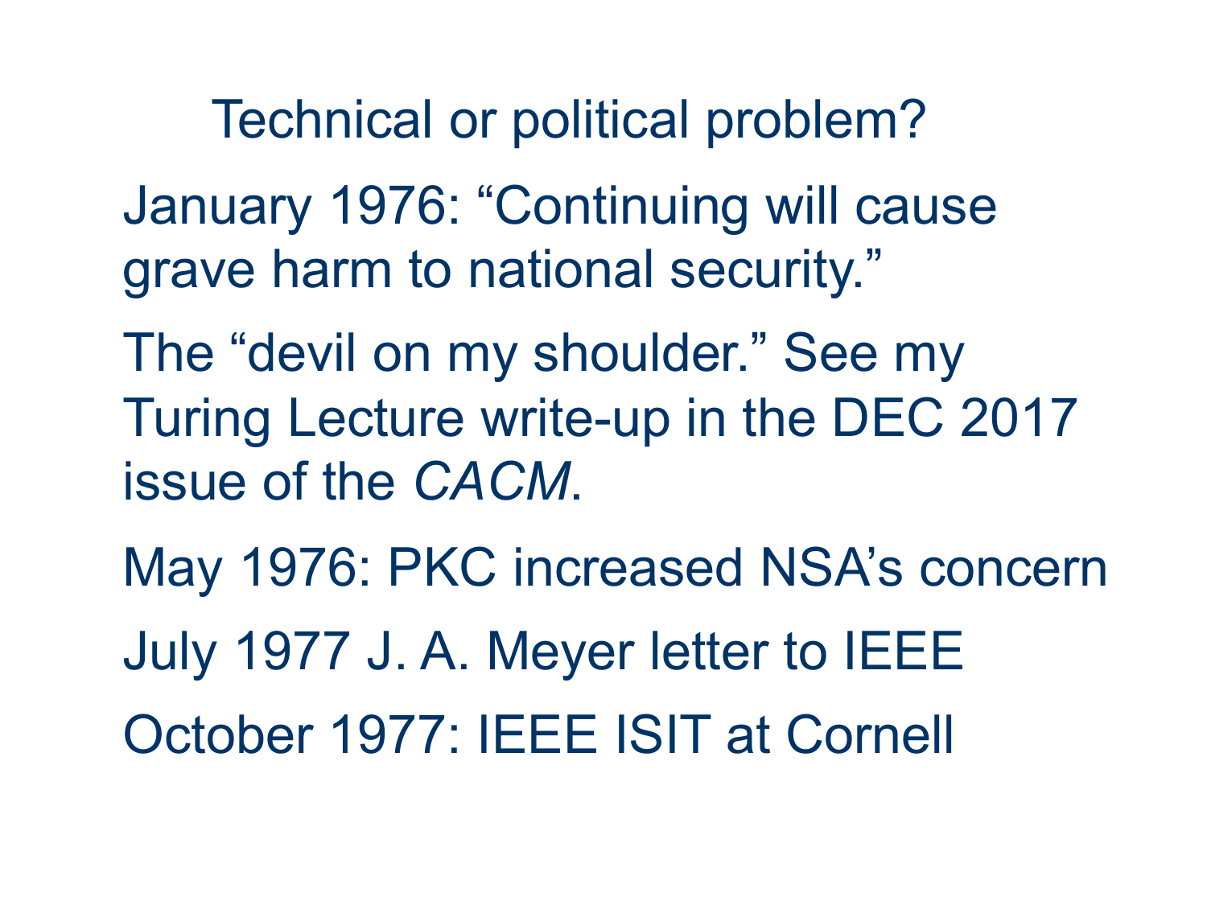## Technical or political problem?

January 1976: “Continuing will cause grave harm to national security.”

The “devil on my shoulder.” See my Turing Lecture write-up in the DEC 2017 issue of the *CACM*.

May 1976: PKC increased NSA’s concern

July 1977 J. A. Meyer letter to IEEE

October 1977: IEEE ISIT at Cornell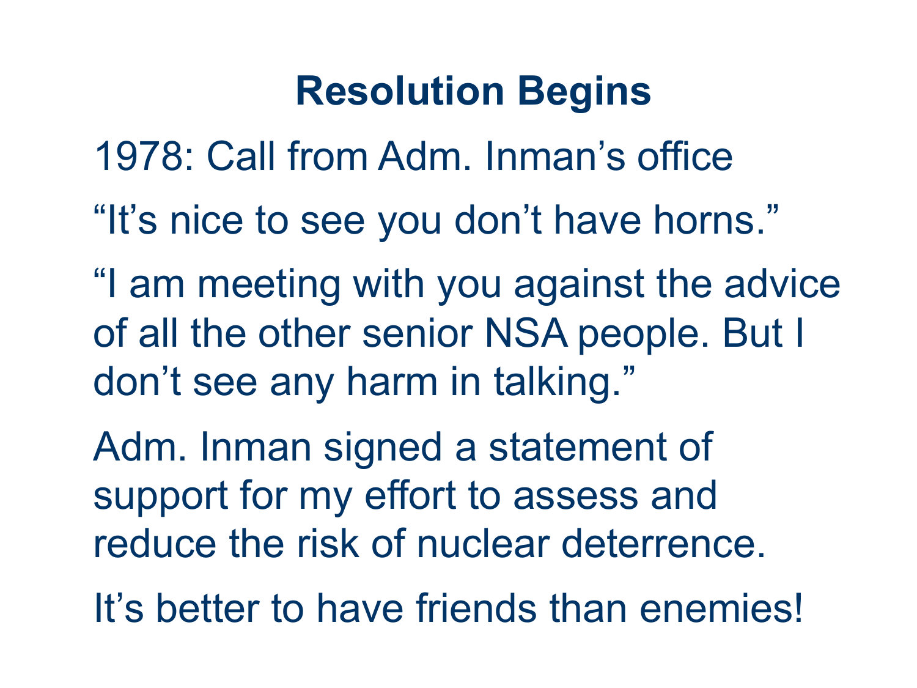# Resolution Begins

1978: Call from Adm. Inman's office

"It's nice to see you don't have horns."

"I am meeting with you against the advice of all the other senior NSA people. But I don't see any harm in talking."

Adm. Inman signed a statement of support for my effort to assess and reduce the risk of nuclear deterrence.

It's better to have friends than enemies!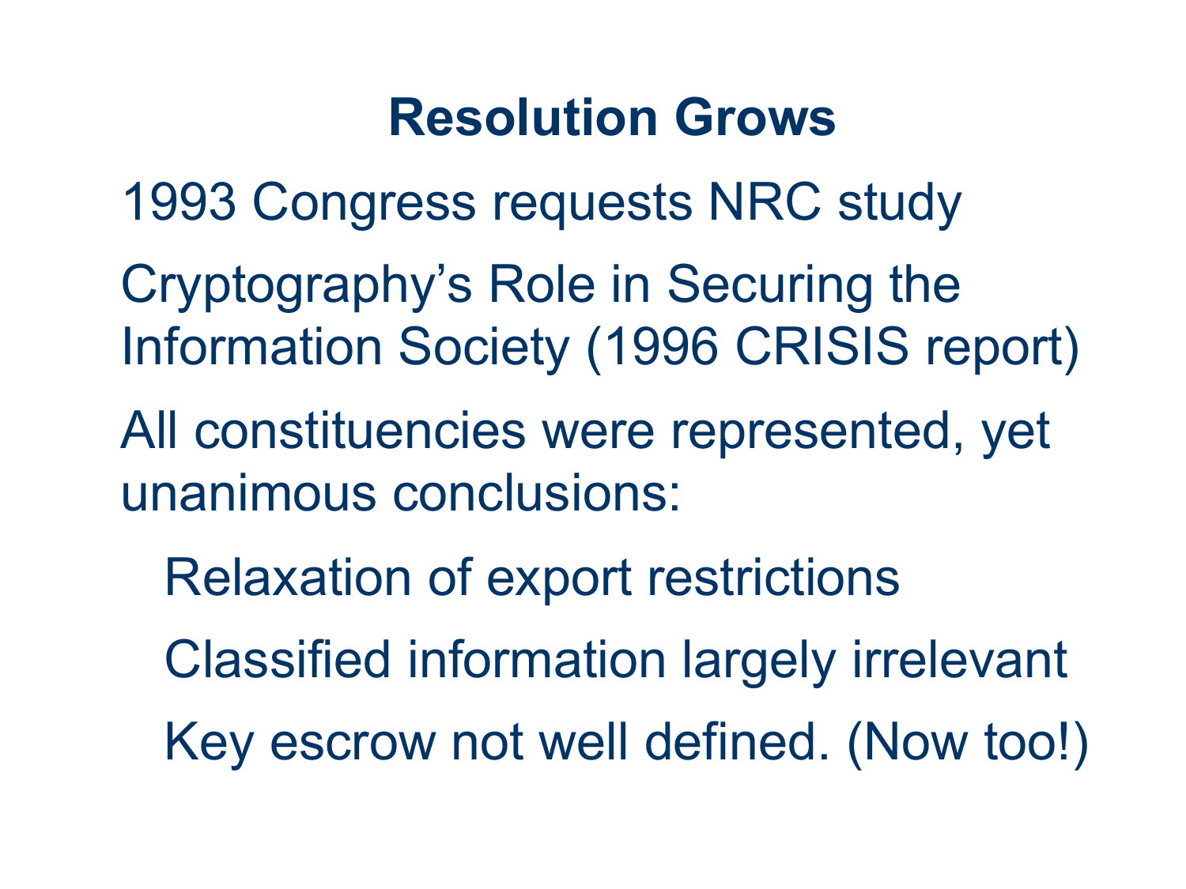# Resolution Grows

1993 Congress requests NRC study

Cryptography's Role in Securing the Information Society (1996 CRISIS report)

All constituencies were represented, yet unanimous conclusions:

- Relaxation of export restrictions
- Classified information largely irrelevant
- Key escrow not well defined. (Now too!)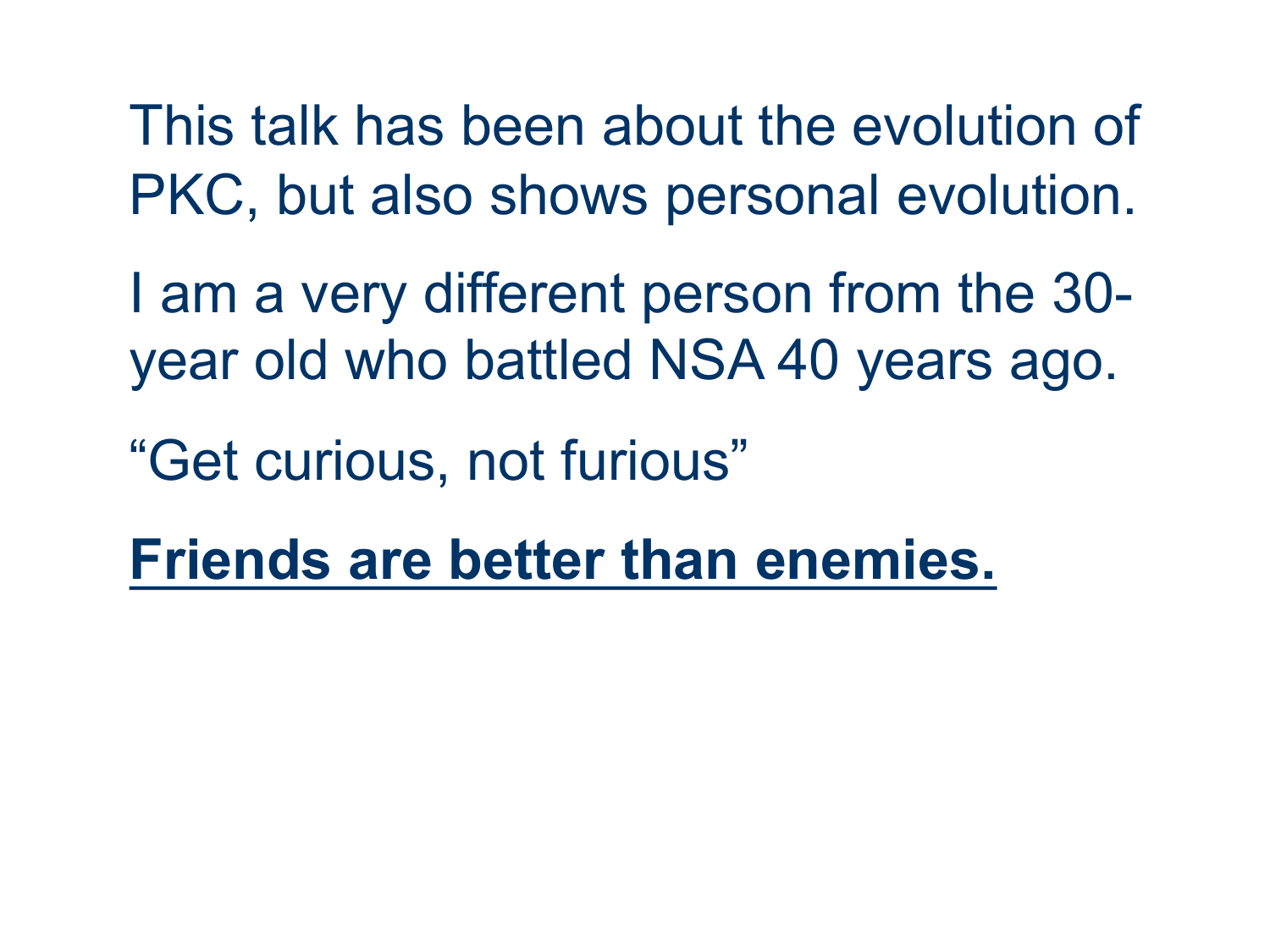This talk has been about the evolution of PKC, but also shows personal evolution.

I am a very different person from the 30-year old who battled NSA 40 years ago.

“Get curious, not furious”

**<u>Friends are better than enemies.</u>**